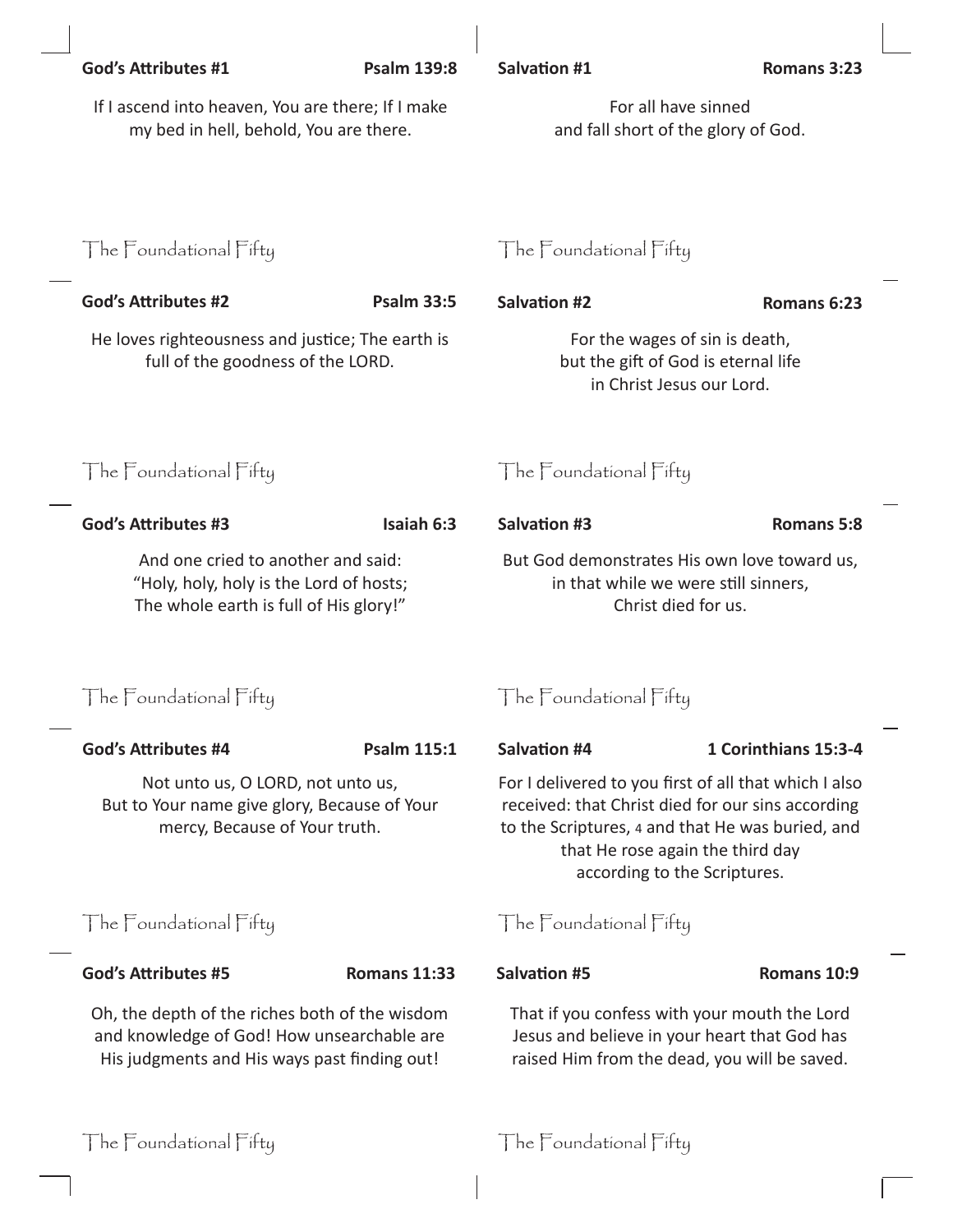**God's Attributes #1** **Psalm 139:8**

If I ascend into heaven, You are there; If I make my bed in hell, behold, You are there.

The Foundational Fifty

**God's Attributes #2** **Psalm 33:5**

He loves righteousness and justice; The earth is full of the goodness of the LORD.

The Foundational Fifty

**God's Attributes #3** **Isaiah 6:3**

And one cried to another and said:
"Holy, holy, holy is the Lord of hosts;
The whole earth is full of His glory!"

The Foundational Fifty

**God's Attributes #4** **Psalm 115:1**

Not unto us, O LORD, not unto us,
But to Your name give glory, Because of Your mercy, Because of Your truth.

The Foundational Fifty

**God's Attributes #5** **Romans 11:33**

Oh, the depth of the riches both of the wisdom and knowledge of God! How unsearchable are His judgments and His ways past finding out!

The Foundational Fifty

**Salvation #1** **Romans 3:23**

For all have sinned
and fall short of the glory of God.

The Foundational Fifty

**Salvation #2** **Romans 6:23**

For the wages of sin is death,
but the gift of God is eternal life
in Christ Jesus our Lord.

The Foundational Fifty

**Salvation #3** **Romans 5:8**

But God demonstrates His own love toward us,
in that while we were still sinners,
Christ died for us.

The Foundational Fifty

**Salvation #4** **1 Corinthians 15:3-4**

For I delivered to you first of all that which I also received: that Christ died for our sins according to the Scriptures, 4 and that He was buried, and that He rose again the third day
according to the Scriptures.

The Foundational Fifty

**Salvation #5** **Romans 10:9**

That if you confess with your mouth the Lord Jesus and believe in your heart that God has raised Him from the dead, you will be saved.

The Foundational Fifty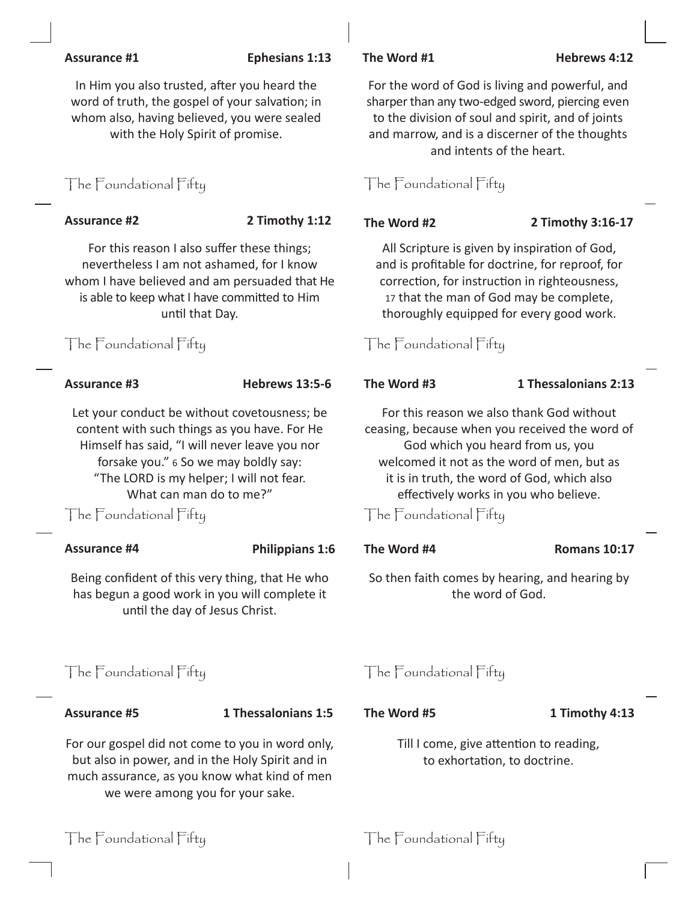**Assurance #1** **Ephesians 1:13**

In Him you also trusted, after you heard the word of truth, the gospel of your salvation; in whom also, having believed, you were sealed with the Holy Spirit of promise.

The Foundational Fifty

**Assurance #2** **2 Timothy 1:12**

For this reason I also suffer these things; nevertheless I am not ashamed, for I know whom I have believed and am persuaded that He is able to keep what I have committed to Him until that Day.

The Foundational Fifty

**Assurance #3** **Hebrews 13:5-6**

Let your conduct be without covetousness; be content with such things as you have. For He Himself has said, "I will never leave you nor forsake you." 6 So we may boldly say: "The LORD is my helper; I will not fear. What can man do to me?"

The Foundational Fifty

**Assurance #4** **Philippians 1:6**

Being confident of this very thing, that He who has begun a good work in you will complete it until the day of Jesus Christ.

The Foundational Fifty

**Assurance #5** **1 Thessalonians 1:5**

For our gospel did not come to you in word only, but also in power, and in the Holy Spirit and in much assurance, as you know what kind of men we were among you for your sake.

The Foundational Fifty

**The Word #1** **Hebrews 4:12**

For the word of God is living and powerful, and sharper than any two-edged sword, piercing even to the division of soul and spirit, and of joints and marrow, and is a discerner of the thoughts and intents of the heart.

The Foundational Fifty

**The Word #2** **2 Timothy 3:16-17**

All Scripture is given by inspiration of God, and is profitable for doctrine, for reproof, for correction, for instruction in righteousness, 17 that the man of God may be complete, thoroughly equipped for every good work.

The Foundational Fifty

**The Word #3** **1 Thessalonians 2:13**

For this reason we also thank God without ceasing, because when you received the word of God which you heard from us, you welcomed it not as the word of men, but as it is in truth, the word of God, which also effectively works in you who believe.

The Foundational Fifty

**The Word #4** **Romans 10:17**

So then faith comes by hearing, and hearing by the word of God.

The Foundational Fifty

**The Word #5** **1 Timothy 4:13**

Till I come, give attention to reading, to exhortation, to doctrine.

The Foundational Fifty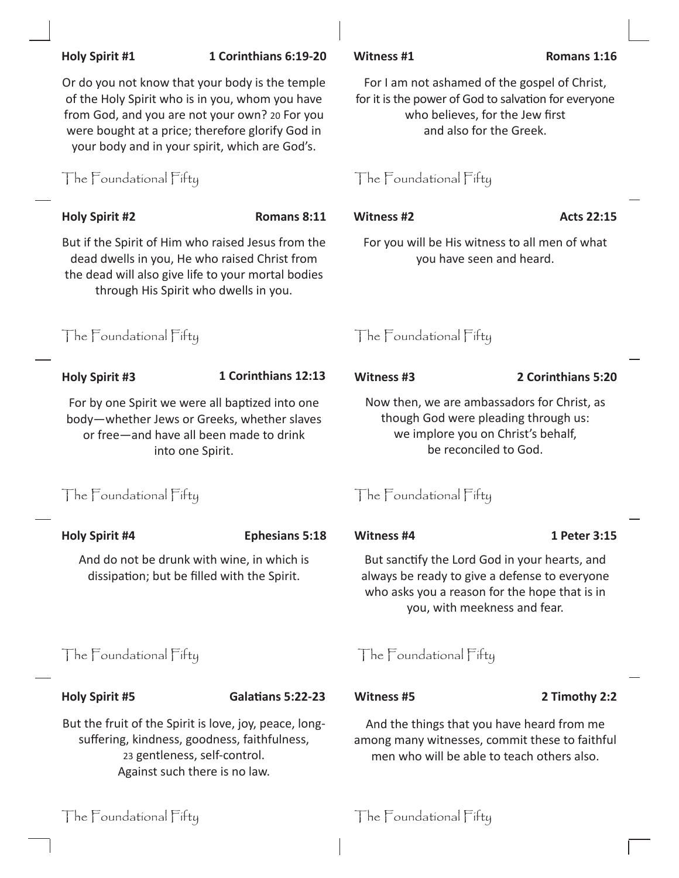**Holy Spirit #1** **1 Corinthians 6:19-20**

Or do you not know that your body is the temple of the Holy Spirit who is in you, whom you have from God, and you are not your own? 20 For you were bought at a price; therefore glorify God in your body and in your spirit, which are God's.

The Foundational Fifty

**Holy Spirit #2** **Romans 8:11**

But if the Spirit of Him who raised Jesus from the dead dwells in you, He who raised Christ from the dead will also give life to your mortal bodies through His Spirit who dwells in you.

The Foundational Fifty

**Holy Spirit #3** **1 Corinthians 12:13**

For by one Spirit we were all baptized into one body—whether Jews or Greeks, whether slaves or free—and have all been made to drink into one Spirit.

The Foundational Fifty

**Holy Spirit #4** **Ephesians 5:18**

And do not be drunk with wine, in which is dissipation; but be filled with the Spirit.

The Foundational Fifty

**Holy Spirit #5** **Galatians 5:22-23**

But the fruit of the Spirit is love, joy, peace, long-suffering, kindness, goodness, faithfulness, 23 gentleness, self-control. Against such there is no law.

The Foundational Fifty

**Witness #1** **Romans 1:16**

For I am not ashamed of the gospel of Christ, for it is the power of God to salvation for everyone who believes, for the Jew first and also for the Greek.

The Foundational Fifty

**Witness #2** **Acts 22:15**

For you will be His witness to all men of what you have seen and heard.

The Foundational Fifty

**Witness #3** **2 Corinthians 5:20**

Now then, we are ambassadors for Christ, as though God were pleading through us: we implore you on Christ's behalf, be reconciled to God.

The Foundational Fifty

**Witness #4** **1 Peter 3:15**

But sanctify the Lord God in your hearts, and always be ready to give a defense to everyone who asks you a reason for the hope that is in you, with meekness and fear.

The Foundational Fifty

**Witness #5** **2 Timothy 2:2**

And the things that you have heard from me among many witnesses, commit these to faithful men who will be able to teach others also.

The Foundational Fifty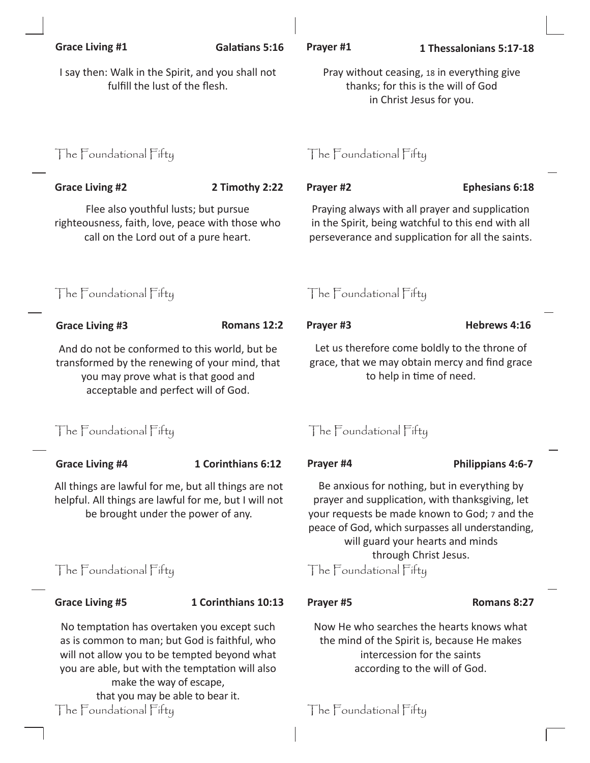**Grace Living #1** **Galatians 5:16**

I say then: Walk in the Spirit, and you shall not fulfill the lust of the flesh.

The Foundational Fifty

**Grace Living #2** **2 Timothy 2:22**

Flee also youthful lusts; but pursue righteousness, faith, love, peace with those who call on the Lord out of a pure heart.

The Foundational Fifty

**Grace Living #3** **Romans 12:2**

And do not be conformed to this world, but be transformed by the renewing of your mind, that you may prove what is that good and acceptable and perfect will of God.

The Foundational Fifty

**Grace Living #4** **1 Corinthians 6:12**

All things are lawful for me, but all things are not helpful. All things are lawful for me, but I will not be brought under the power of any.

The Foundational Fifty

**Grace Living #5** **1 Corinthians 10:13**

No temptation has overtaken you except such as is common to man; but God is faithful, who will not allow you to be tempted beyond what you are able, but with the temptation will also make the way of escape, that you may be able to bear it.

The Foundational Fifty

**Prayer #1** **1 Thessalonians 5:17-18**

Pray without ceasing, 18 in everything give thanks; for this is the will of God in Christ Jesus for you.

The Foundational Fifty

**Prayer #2** **Ephesians 6:18**

Praying always with all prayer and supplication in the Spirit, being watchful to this end with all perseverance and supplication for all the saints.

The Foundational Fifty

**Prayer #3** **Hebrews 4:16**

Let us therefore come boldly to the throne of grace, that we may obtain mercy and find grace to help in time of need.

The Foundational Fifty

**Prayer #4** **Philippians 4:6-7**

Be anxious for nothing, but in everything by prayer and supplication, with thanksgiving, let your requests be made known to God; 7 and the peace of God, which surpasses all understanding, will guard your hearts and minds through Christ Jesus.

The Foundational Fifty

**Prayer #5** **Romans 8:27**

Now He who searches the hearts knows what the mind of the Spirit is, because He makes intercession for the saints according to the will of God.

The Foundational Fifty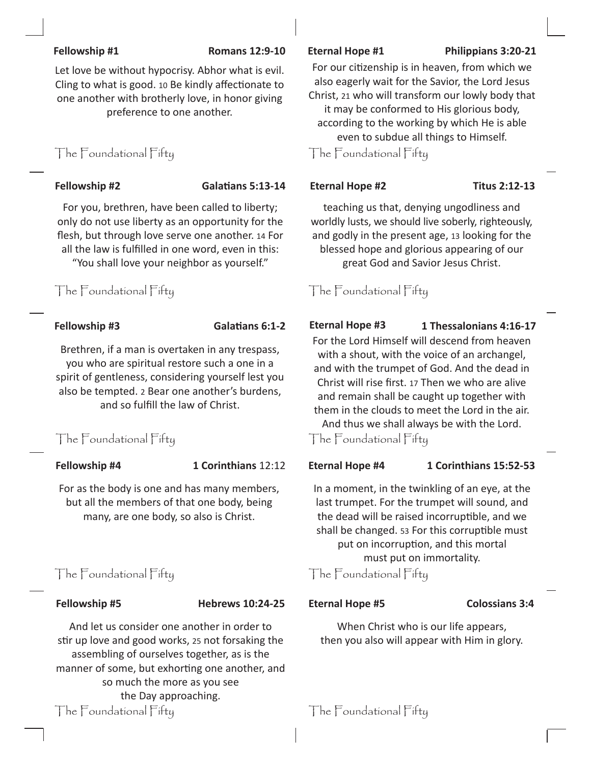**Fellowship #1** **Romans 12:9-10**

Let love be without hypocrisy. Abhor what is evil. Cling to what is good. 10 Be kindly affectionate to one another with brotherly love, in honor giving preference to one another.

The Foundational Fifty

**Fellowship #2** **Galatians 5:13-14**

For you, brethren, have been called to liberty; only do not use liberty as an opportunity for the flesh, but through love serve one another. 14 For all the law is fulfilled in one word, even in this: "You shall love your neighbor as yourself."

The Foundational Fifty

**Fellowship #3** **Galatians 6:1-2**

Brethren, if a man is overtaken in any trespass, you who are spiritual restore such a one in a spirit of gentleness, considering yourself lest you also be tempted. 2 Bear one another's burdens, and so fulfill the law of Christ.

The Foundational Fifty

**Fellowship #4** **1 Corinthians** 12:12

For as the body is one and has many members, but all the members of that one body, being many, are one body, so also is Christ.

The Foundational Fifty

**Fellowship #5** **Hebrews 10:24-25**

And let us consider one another in order to stir up love and good works, 25 not forsaking the assembling of ourselves together, as is the manner of some, but exhorting one another, and so much the more as you see the Day approaching.

The Foundational Fifty

**Eternal Hope #1** **Philippians 3:20-21**

For our citizenship is in heaven, from which we also eagerly wait for the Savior, the Lord Jesus Christ, 21 who will transform our lowly body that it may be conformed to His glorious body, according to the working by which He is able even to subdue all things to Himself.

The Foundational Fifty

**Eternal Hope #2** **Titus 2:12-13**

teaching us that, denying ungodliness and worldly lusts, we should live soberly, righteously, and godly in the present age, 13 looking for the blessed hope and glorious appearing of our great God and Savior Jesus Christ.

The Foundational Fifty

**Eternal Hope #3** **1 Thessalonians 4:16-17**

For the Lord Himself will descend from heaven with a shout, with the voice of an archangel, and with the trumpet of God. And the dead in Christ will rise first. 17 Then we who are alive and remain shall be caught up together with them in the clouds to meet the Lord in the air. And thus we shall always be with the Lord.

The Foundational Fifty

**Eternal Hope #4** **1 Corinthians 15:52-53**

In a moment, in the twinkling of an eye, at the last trumpet. For the trumpet will sound, and the dead will be raised incorruptible, and we shall be changed. 53 For this corruptible must put on incorruption, and this mortal must put on immortality.

The Foundational Fifty

**Eternal Hope #5** **Colossians 3:4**

When Christ who is our life appears, then you also will appear with Him in glory.

The Foundational Fifty